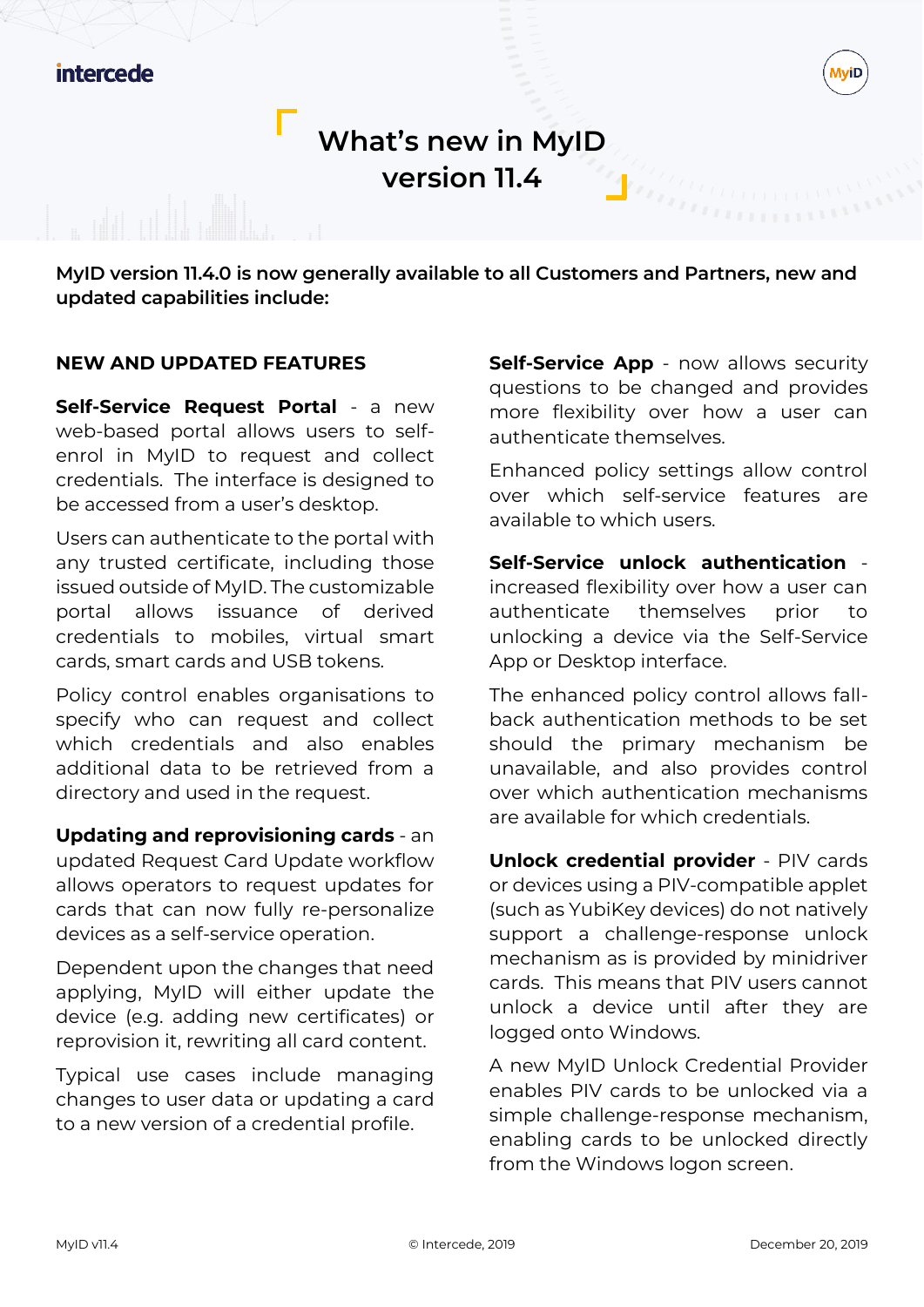# What's new in MyID version 11.4

**MyID version 11.4.0 is now generally available to all Customers and Partners, new and updated capabilities include:**

## NEW AND UPDATED FEATURES

**Self-Service Request Portal** - a new web-based portal allows users to self-enrol in MyID to request and collect credentials. The interface is designed to be accessed from a user's desktop.

Users can authenticate to the portal with any trusted certificate, including those issued outside of MyID. The customizable portal allows issuance of derived credentials to mobiles, virtual smart cards, smart cards and USB tokens.

Policy control enables organisations to specify who can request and collect which credentials and also enables additional data to be retrieved from a directory and used in the request.

**Updating and reprovisioning cards** - an updated Request Card Update workflow allows operators to request updates for cards that can now fully re-personalize devices as a self-service operation.

Dependent upon the changes that need applying, MyID will either update the device (e.g. adding new certificates) or reprovision it, rewriting all card content.

Typical use cases include managing changes to user data or updating a card to a new version of a credential profile.

**Self-Service App** - now allows security questions to be changed and provides more flexibility over how a user can authenticate themselves.

Enhanced policy settings allow control over which self-service features are available to which users.

**Self-Service unlock authentication** - increased flexibility over how a user can authenticate themselves prior to unlocking a device via the Self-Service App or Desktop interface.

The enhanced policy control allows fall-back authentication methods to be set should the primary mechanism be unavailable, and also provides control over which authentication mechanisms are available for which credentials.

**Unlock credential provider** - PIV cards or devices using a PIV-compatible applet (such as YubiKey devices) do not natively support a challenge-response unlock mechanism as is provided by minidriver cards. This means that PIV users cannot unlock a device until after they are logged onto Windows.

A new MyID Unlock Credential Provider enables PIV cards to be unlocked via a simple challenge-response mechanism, enabling cards to be unlocked directly from the Windows logon screen.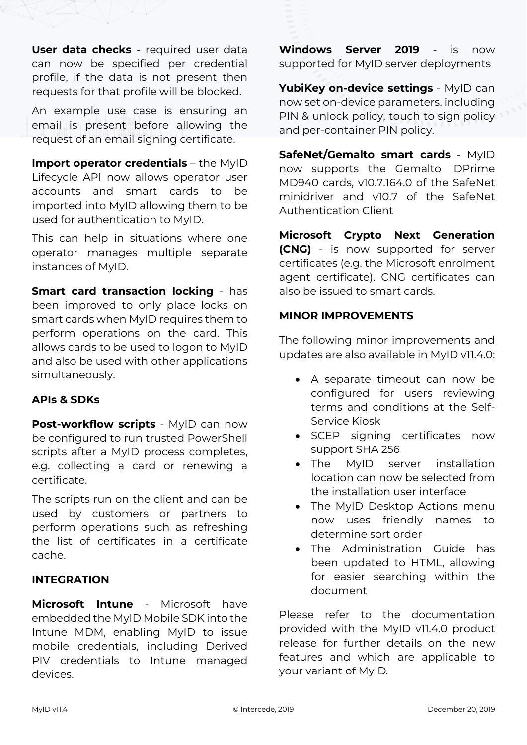**User data checks** - required user data can now be specified per credential profile, if the data is not present then requests for that profile will be blocked.

An example use case is ensuring an email is present before allowing the request of an email signing certificate.

**Import operator credentials** – the MyID Lifecycle API now allows operator user accounts and smart cards to be imported into MyID allowing them to be used for authentication to MyID.

This can help in situations where one operator manages multiple separate instances of MyID.

**Smart card transaction locking** - has been improved to only place locks on smart cards when MyID requires them to perform operations on the card. This allows cards to be used to logon to MyID and also be used with other applications simultaneously.

### APIs & SDKs

**Post-workflow scripts** - MyID can now be configured to run trusted PowerShell scripts after a MyID process completes, e.g. collecting a card or renewing a certificate.

The scripts run on the client and can be used by customers or partners to perform operations such as refreshing the list of certificates in a certificate cache.

### INTEGRATION

**Microsoft Intune** - Microsoft have embedded the MyID Mobile SDK into the Intune MDM, enabling MyID to issue mobile credentials, including Derived PIV credentials to Intune managed devices.

**Windows Server 2019** - is now supported for MyID server deployments

**YubiKey on-device settings** - MyID can now set on-device parameters, including PIN & unlock policy, touch to sign policy and per-container PIN policy.

**SafeNet/Gemalto smart cards** - MyID now supports the Gemalto IDPrime MD940 cards, v10.7.164.0 of the SafeNet minidriver and v10.7 of the SafeNet Authentication Client

**Microsoft Crypto Next Generation (CNG)** - is now supported for server certificates (e.g. the Microsoft enrolment agent certificate). CNG certificates can also be issued to smart cards.

### MINOR IMPROVEMENTS

The following minor improvements and updates are also available in MyID v11.4.0:

- A separate timeout can now be configured for users reviewing terms and conditions at the Self-Service Kiosk
- SCEP signing certificates now support SHA 256
- The MyID server installation location can now be selected from the installation user interface
- The MyID Desktop Actions menu now uses friendly names to determine sort order
- The Administration Guide has been updated to HTML, allowing for easier searching within the document

Please refer to the documentation provided with the MyID v11.4.0 product release for further details on the new features and which are applicable to your variant of MyID.